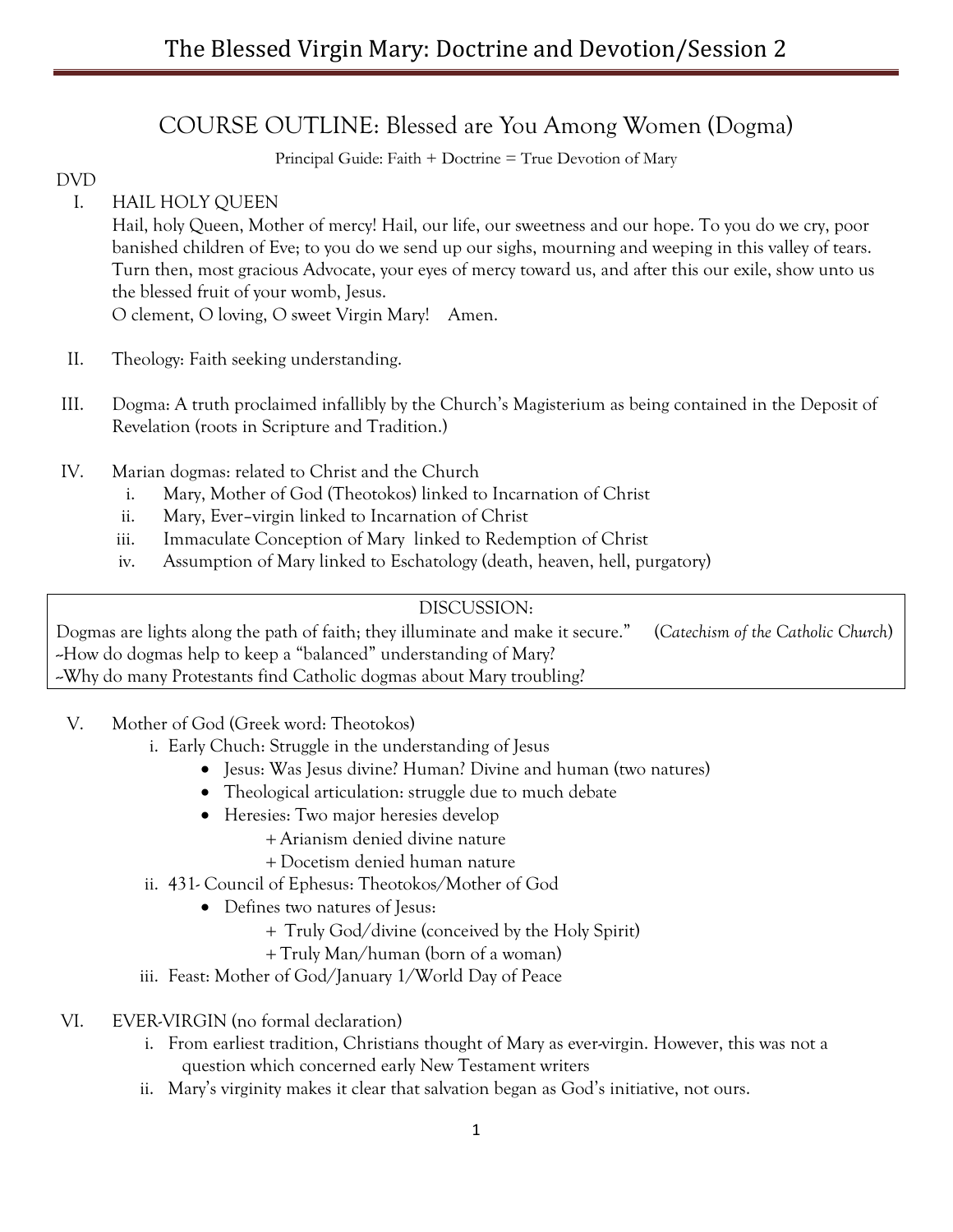# COURSE OUTLINE: Blessed are You Among Women (Dogma)

Principal Guide: Faith + Doctrine = True Devotion of Mary

DVD

I. HAIL HOLY QUEEN

Hail, holy Queen, Mother of mercy! Hail, our life, our sweetness and our hope. To you do we cry, poor banished children of Eve; to you do we send up our sighs, mourning and weeping in this valley of tears. Turn then, most gracious Advocate, your eyes of mercy toward us, and after this our exile, show unto us the blessed fruit of your womb, Jesus.

O clement, O loving, O sweet Virgin Mary! Amen.

II. Theology: Faith seeking understanding.

III. Dogma: A truth proclaimed infallibly by the Church's Magisterium as being contained in the Deposit of Revelation (roots in Scripture and Tradition.)

IV. Marian dogmas: related to Christ and the Church
   - i. Mary, Mother of God (Theotokos) linked to Incarnation of Christ
   - ii. Mary, Ever–virgin linked to Incarnation of Christ
   - iii. Immaculate Conception of Mary linked to Redemption of Christ
   - iv. Assumption of Mary linked to Eschatology (death, heaven, hell, purgatory)

> DISCUSSION:
>
> Dogmas are lights along the path of faith; they illuminate and make it secure." (*Catechism of the Catholic Church*)
>
> ~How do dogmas help to keep a "balanced" understanding of Mary?
>
> ~Why do many Protestants find Catholic dogmas about Mary troubling?

V. Mother of God (Greek word: Theotokos)
   - i. Early Chuch: Struggle in the understanding of Jesus
     - Jesus: Was Jesus divine? Human? Divine and human (two natures)
     - Theological articulation: struggle due to much debate
     - Heresies: Two major heresies develop
       - + Arianism denied divine nature
       - + Docetism denied human nature
   - ii. 431- Council of Ephesus: Theotokos/Mother of God
     - Defines two natures of Jesus:
       - + Truly God/divine (conceived by the Holy Spirit)
       - + Truly Man/human (born of a woman)
   - iii. Feast: Mother of God/January 1/World Day of Peace

VI. EVER-VIRGIN (no formal declaration)
   - i. From earliest tradition, Christians thought of Mary as ever-virgin. However, this was not a question which concerned early New Testament writers
   - ii. Mary's virginity makes it clear that salvation began as God's initiative, not ours.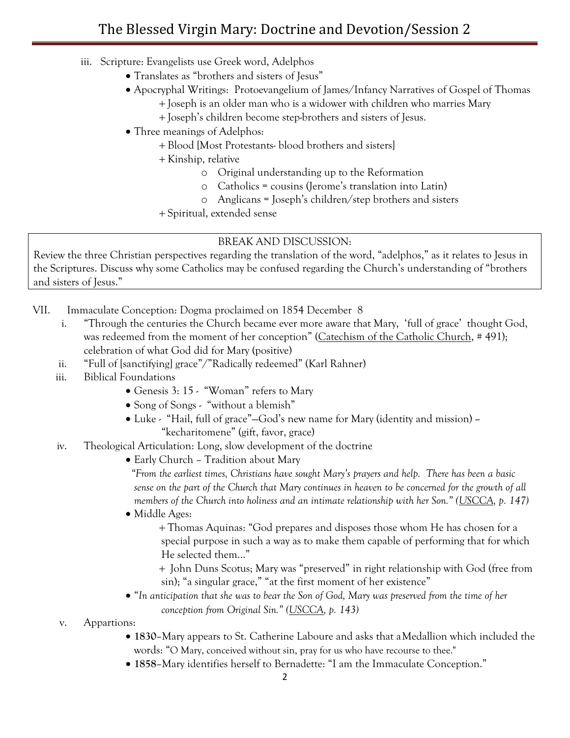iii. Scripture: Evangelists use Greek word, Adelphos

- Translates as "brothers and sisters of Jesus"
- Apocryphal Writings: Protoevangelium of James/Infancy Narratives of Gospel of Thomas
  - + Joseph is an older man who is a widower with children who marries Mary
  - + Joseph's children become step-brothers and sisters of Jesus.
- Three meanings of Adelphos:
  - + Blood [Most Protestants- blood brothers and sisters]
  - + Kinship, relative
    - o Original understanding up to the Reformation
    - o Catholics = cousins (Jerome's translation into Latin)
    - o Anglicans = Joseph's children/step brothers and sisters
  - + Spiritual, extended sense

> BREAK AND DISCUSSION:
>
> Review the three Christian perspectives regarding the translation of the word, "adelphos," as it relates to Jesus in the Scriptures. Discuss why some Catholics may be confused regarding the Church's understanding of "brothers and sisters of Jesus."

VII. Immaculate Conception: Dogma proclaimed on 1854 December 8

i. "Through the centuries the Church became ever more aware that Mary, 'full of grace' thought God, was redeemed from the moment of her conception" (Catechism of the Catholic Church, # 491); celebration of what God did for Mary (positive)

ii. "Full of [sanctifying] grace"/"Radically redeemed" (Karl Rahner)

iii. Biblical Foundations

- Genesis 3: 15 - "Woman" refers to Mary
- Song of Songs - "without a blemish"
- Luke - "Hail, full of grace"—God's new name for Mary (identity and mission) ~ "kecharitomene" (gift, favor, grace)

iv. Theological Articulation: Long, slow development of the doctrine

- Early Church – Tradition about Mary

  *"From the earliest times, Christians have sought Mary's prayers and help. There has been a basic sense on the part of the Church that Mary continues in heaven to be concerned for the growth of all members of the Church into holiness and an intimate relationship with her Son." (USCCA, p. 147)*

- Middle Ages:
  - + Thomas Aquinas: "God prepares and disposes those whom He has chosen for a special purpose in such a way as to make them capable of performing that for which He selected them…"
  - + John Duns Scotus; Mary was "preserved" in right relationship with God (free from sin); "a singular grace," "at the first moment of her existence"
- "*In anticipation that she was to bear the Son of God, Mary was preserved from the time of her conception from Original Sin." (USCCA, p. 143)*

v. Appartions:

- **1830**–Mary appears to St. Catherine Laboure and asks that a Medallion which included the words: "O Mary, conceived without sin, pray for us who have recourse to thee."
- **1858**–Mary identifies herself to Bernadette: "I am the Immaculate Conception."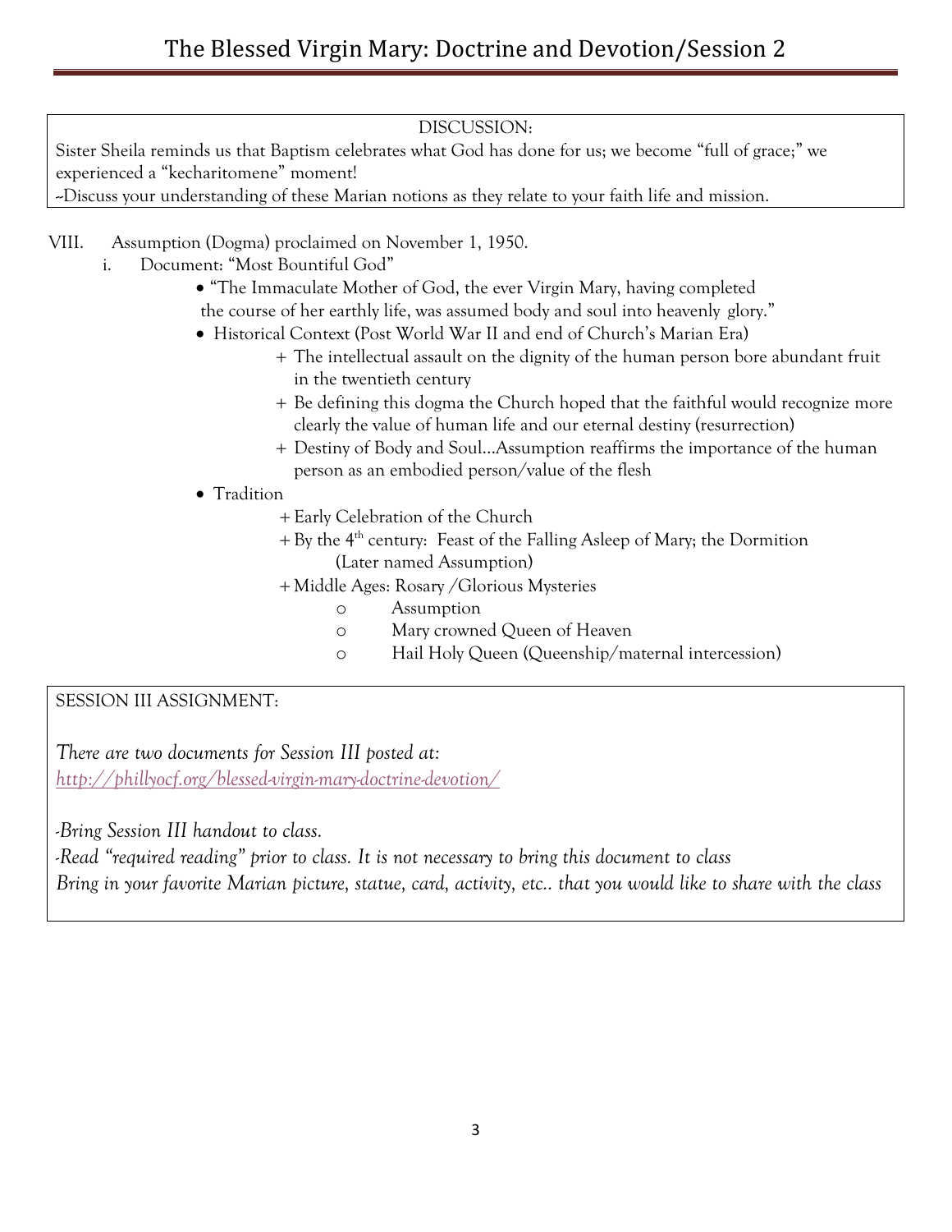DISCUSSION:

Sister Sheila reminds us that Baptism celebrates what God has done for us; we become "full of grace;" we experienced a "kecharitomene" moment!

--Discuss your understanding of these Marian notions as they relate to your faith life and mission.

VIII. Assumption (Dogma) proclaimed on November 1, 1950.

i. Document: "Most Bountiful God"

- "The Immaculate Mother of God, the ever Virgin Mary, having completed the course of her earthly life, was assumed body and soul into heavenly glory."
- Historical Context (Post World War II and end of Church's Marian Era)
  - + The intellectual assault on the dignity of the human person bore abundant fruit in the twentieth century
  - + Be defining this dogma the Church hoped that the faithful would recognize more clearly the value of human life and our eternal destiny (resurrection)
  - + Destiny of Body and Soul…Assumption reaffirms the importance of the human person as an embodied person/value of the flesh
- Tradition
  - + Early Celebration of the Church
  - + By the 4th century: Feast of the Falling Asleep of Mary; the Dormition (Later named Assumption)
  - + Middle Ages: Rosary /Glorious Mysteries
    - o Assumption
    - o Mary crowned Queen of Heaven
    - o Hail Holy Queen (Queenship/maternal intercession)

SESSION III ASSIGNMENT:

*There are two documents for Session III posted at:*
*[http://phillyocf.org/blessed-virgin-mary-doctrine-devotion/](http://phillyocf.org/blessed-virgin-mary-doctrine-devotion/)*

*-Bring Session III handout to class.*

*-Read "required reading" prior to class. It is not necessary to bring this document to class*

*Bring in your favorite Marian picture, statue, card, activity, etc.. that you would like to share with the class*